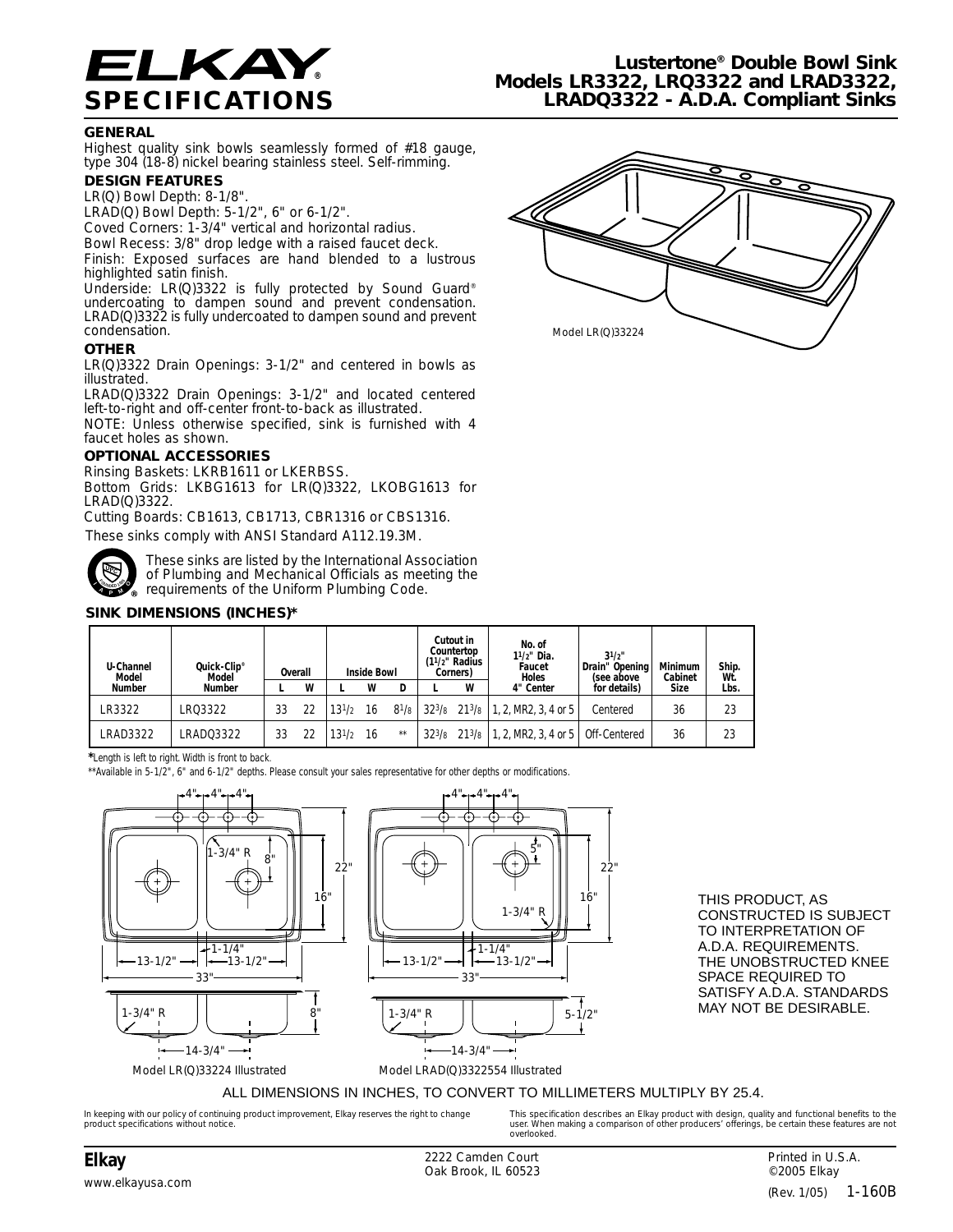# ELKAY® SPECIFICATIONS

## Lustertone® Double Bowl Sink Models LR3322, LRQ3322 and LRAD3322, LRADQ3322 - A.D.A. Compliant Sinks

### GENERAL

Highest quality sink bowls seamlessly formed of #18 gauge, type 304 (18-8) nickel bearing stainless steel. Self-rimming.

### DESIGN FEATURES

LR(Q) Bowl Depth: 8-1/8".

LRAD(Q) Bowl Depth: 5-1/2", 6" or 6-1/2".

Coved Corners: 1-3/4" vertical and horizontal radius.

Bowl Recess: 3/8" drop ledge with a raised faucet deck.

Finish: Exposed surfaces are hand blended to a lustrous highlighted satin finish.

Underside: LR(Q)3322 is fully protected by Sound Guard® undercoating to dampen sound and prevent condensation. LRAD(Q)3322 is fully undercoated to dampen sound and prevent condensation.

### OTHER

LR(Q)3322 Drain Openings: 3-1/2" and centered in bowls as illustrated.

LRAD(Q)3322 Drain Openings: 3-1/2" and located centered left-to-right and off-center front-to-back as illustrated.

NOTE: Unless otherwise specified, sink is furnished with 4 faucet holes as shown.

### OPTIONAL ACCESSORIES

Rinsing Baskets: LKRB1611 or LKERBSS.

Bottom Grids: LKBG1613 for LR(Q)3322, LKOBG1613 for LRAD(Q)3322.

Cutting Boards: CB1613, CB1713, CBR1316 or CBS1316.

These sinks comply with ANSI Standard A112.19.3M.

These sinks are listed by the International Association of Plumbing and Mechanical Officials as meeting the requirements of the Uniform Plumbing Code.

Model LR(Q)33224

### SINK DIMENSIONS (INCHES)*

| U-Channel Model Number | Quick-Clip® Model Number | Overall | | Inside Bowl | | | Cutout in Countertop (1-1/2" Radius Corners) | | No. of 1-1/2" Dia. Faucet Holes 4" Center | 3-1/2" Drain" Opening (see above for details) | Minimum Cabinet Size | Ship. Wt. Lbs. |
|---|---|---|---|---|---|---|---|---|---|---|---|---|
| | | L | W | L | W | D | L | W | | | | |
| LR3322 | LRQ3322 | 33 | 22 | 13-1/2 | 16 | 8-1/8 | 32-3/8 | 21-3/8 | 1, 2, MR2, 3, 4 or 5 | Centered | 36 | 23 |
| LRAD3322 | LRADQ3322 | 33 | 22 | 13-1/2 | 16 | ** | 32-3/8 | 21-3/8 | 1, 2, MR2, 3, 4 or 5 | Off-Centered | 36 | 23 |

*Length is left to right. Width is front to back.

**Available in 5-1/2", 6" and 6-1/2" depths. Please consult your sales representative for other depths or modifications.

Model LR(Q)33224 Illustrated

Model LRAD(Q)3322554 Illustrated

THIS PRODUCT, AS CONSTRUCTED IS SUBJECT TO INTERPRETATION OF A.D.A. REQUIREMENTS. THE UNOBSTRUCTED KNEE SPACE REQUIRED TO SATISFY A.D.A. STANDARDS MAY NOT BE DESIRABLE.

ALL DIMENSIONS IN INCHES, TO CONVERT TO MILLIMETERS MULTIPLY BY 25.4.

In keeping with our policy of continuing product improvement, Elkay reserves the right to change product specifications without notice.

This specification describes an Elkay product with design, quality and functional benefits to the user. When making a comparison of other producers' offerings, be certain these features are not overlooked.

Elkay
www.elkayusa.com

2222 Camden Court
Oak Brook, IL 60523

Printed in U.S.A.
©2005 Elkay
(Rev. 1/05) 1-160B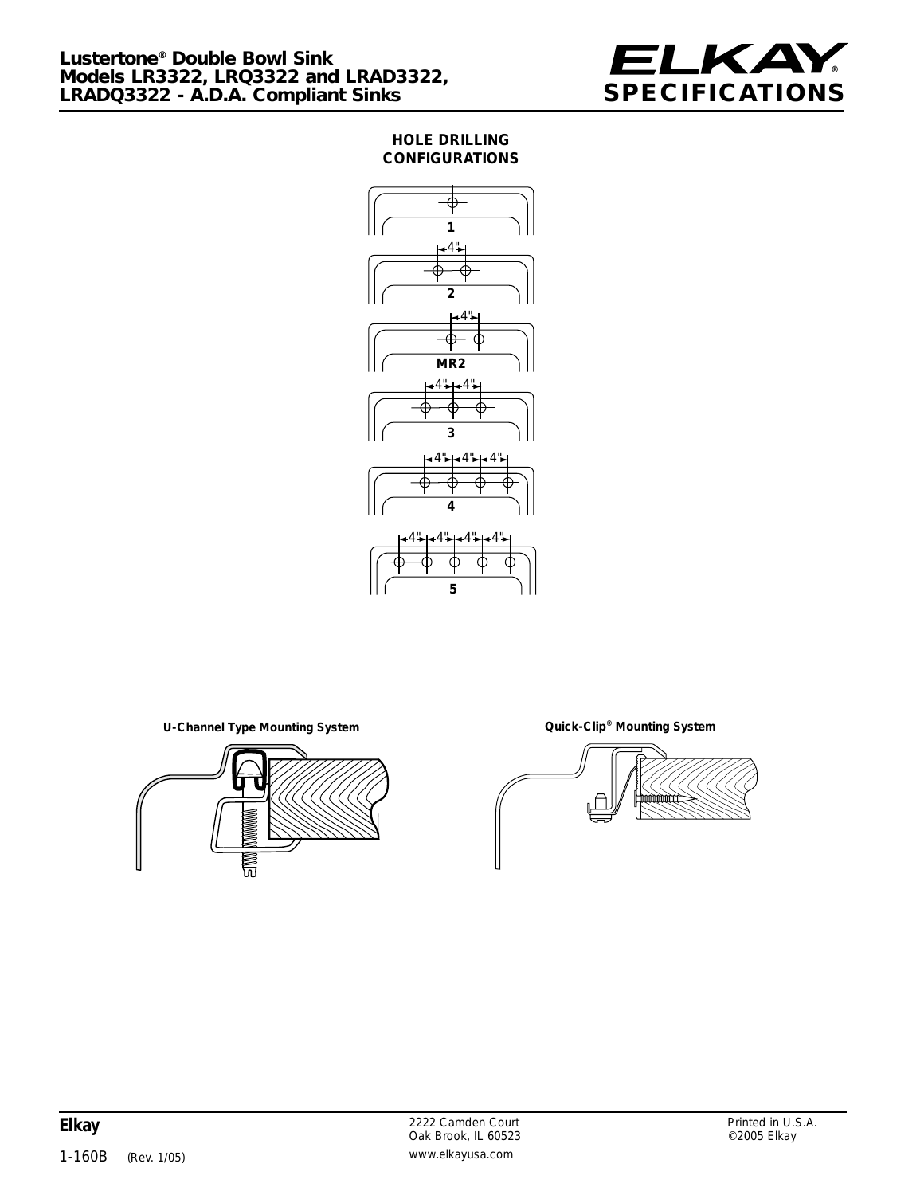## HOLE DRILLING CONFIGURATIONS

1

4"

2

4"

MR2

4" 4"

3

4" 4" 4"

4

4" 4" 4" 4"

5

**U-Channel Type Mounting System**

**Quick-Clip® Mounting System**

**Elkay**

1-160B (Rev. 1/05)

2222 Camden Court
Oak Brook, IL 60523
www.elkayusa.com

Printed in U.S.A.
©2005 Elkay